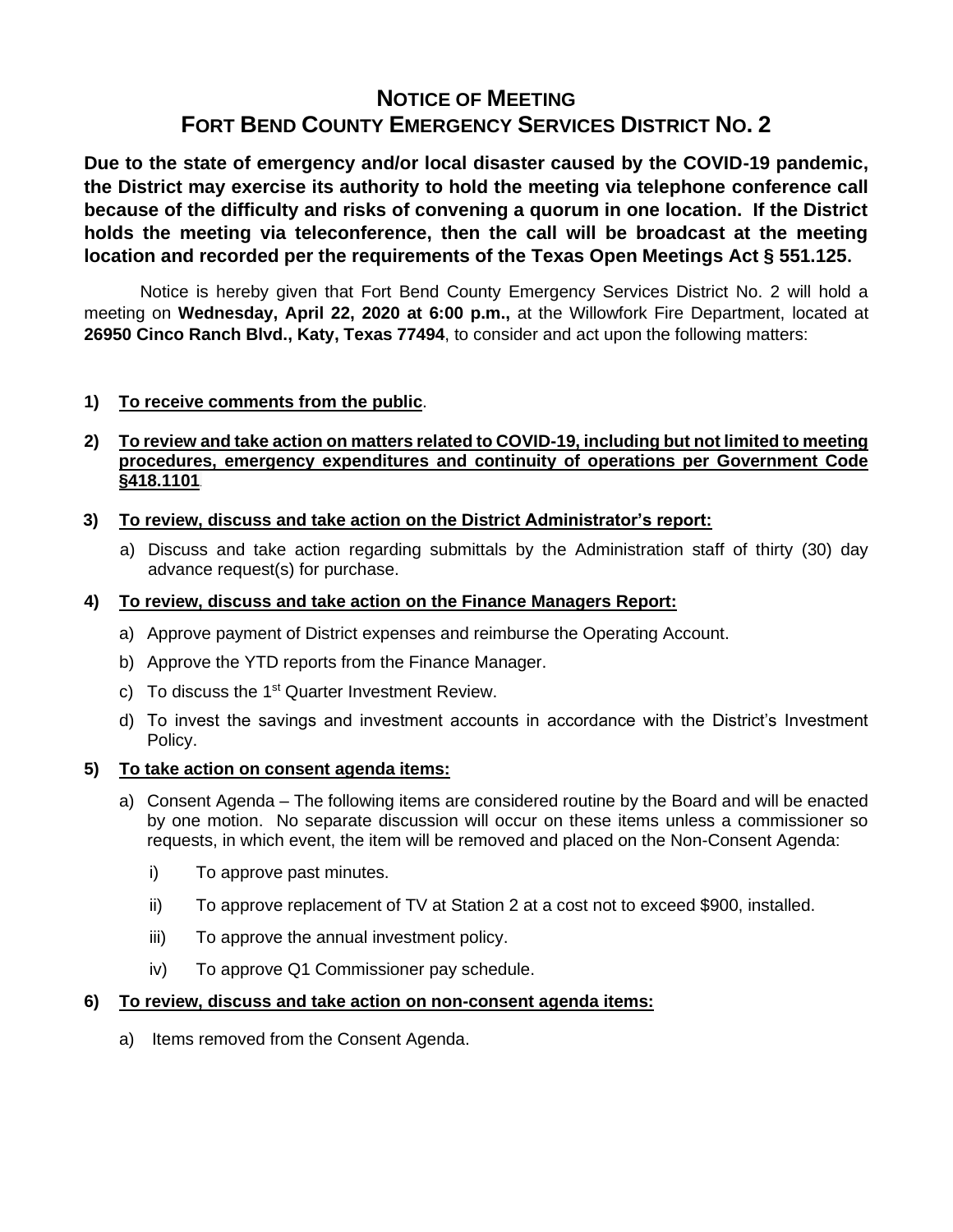# NOTICE OF MEETING
# FORT BEND COUNTY EMERGENCY SERVICES DISTRICT NO. 2

**Due to the state of emergency and/or local disaster caused by the COVID-19 pandemic, the District may exercise its authority to hold the meeting via telephone conference call because of the difficulty and risks of convening a quorum in one location. If the District holds the meeting via teleconference, then the call will be broadcast at the meeting location and recorded per the requirements of the Texas Open Meetings Act § 551.125.**

Notice is hereby given that Fort Bend County Emergency Services District No. 2 will hold a meeting on **Wednesday, April 22, 2020 at 6:00 p.m.,** at the Willowfork Fire Department, located at **26950 Cinco Ranch Blvd., Katy, Texas 77494**, to consider and act upon the following matters:

**1) To receive comments from the public.**

**2) To review and take action on matters related to COVID-19, including but not limited to meeting procedures, emergency expenditures and continuity of operations per Government Code §418.1101.**

**3) To review, discuss and take action on the District Administrator's report:**

a) Discuss and take action regarding submittals by the Administration staff of thirty (30) day advance request(s) for purchase.

**4) To review, discuss and take action on the Finance Managers Report:**

a) Approve payment of District expenses and reimburse the Operating Account.

b) Approve the YTD reports from the Finance Manager.

c) To discuss the 1st Quarter Investment Review.

d) To invest the savings and investment accounts in accordance with the District's Investment Policy.

**5) To take action on consent agenda items:**

a) Consent Agenda – The following items are considered routine by the Board and will be enacted by one motion. No separate discussion will occur on these items unless a commissioner so requests, in which event, the item will be removed and placed on the Non-Consent Agenda:

i) To approve past minutes.

ii) To approve replacement of TV at Station 2 at a cost not to exceed $900, installed.

iii) To approve the annual investment policy.

iv) To approve Q1 Commissioner pay schedule.

**6) To review, discuss and take action on non-consent agenda items:**

a) Items removed from the Consent Agenda.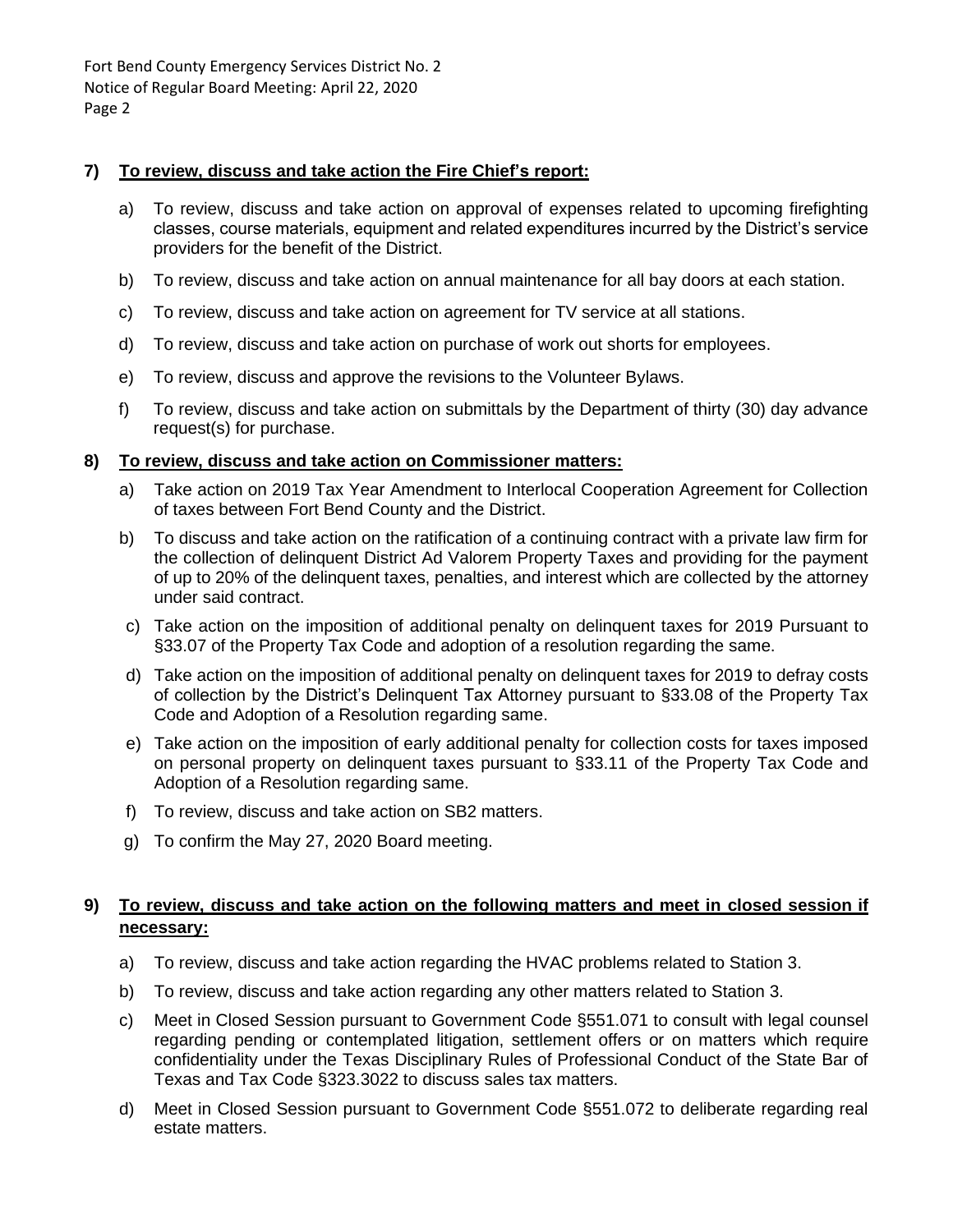**7) To review, discuss and take action the Fire Chief's report:**

a) To review, discuss and take action on approval of expenses related to upcoming firefighting classes, course materials, equipment and related expenditures incurred by the District's service providers for the benefit of the District.

b) To review, discuss and take action on annual maintenance for all bay doors at each station.

c) To review, discuss and take action on agreement for TV service at all stations.

d) To review, discuss and take action on purchase of work out shorts for employees.

e) To review, discuss and approve the revisions to the Volunteer Bylaws.

f) To review, discuss and take action on submittals by the Department of thirty (30) day advance request(s) for purchase.

**8) To review, discuss and take action on Commissioner matters:**

a) Take action on 2019 Tax Year Amendment to Interlocal Cooperation Agreement for Collection of taxes between Fort Bend County and the District.

b) To discuss and take action on the ratification of a continuing contract with a private law firm for the collection of delinquent District Ad Valorem Property Taxes and providing for the payment of up to 20% of the delinquent taxes, penalties, and interest which are collected by the attorney under said contract.

c) Take action on the imposition of additional penalty on delinquent taxes for 2019 Pursuant to §33.07 of the Property Tax Code and adoption of a resolution regarding the same.

d) Take action on the imposition of additional penalty on delinquent taxes for 2019 to defray costs of collection by the District's Delinquent Tax Attorney pursuant to §33.08 of the Property Tax Code and Adoption of a Resolution regarding same.

e) Take action on the imposition of early additional penalty for collection costs for taxes imposed on personal property on delinquent taxes pursuant to §33.11 of the Property Tax Code and Adoption of a Resolution regarding same.

f) To review, discuss and take action on SB2 matters.

g) To confirm the May 27, 2020 Board meeting.

**9) To review, discuss and take action on the following matters and meet in closed session if necessary:**

a) To review, discuss and take action regarding the HVAC problems related to Station 3.

b) To review, discuss and take action regarding any other matters related to Station 3.

c) Meet in Closed Session pursuant to Government Code §551.071 to consult with legal counsel regarding pending or contemplated litigation, settlement offers or on matters which require confidentiality under the Texas Disciplinary Rules of Professional Conduct of the State Bar of Texas and Tax Code §323.3022 to discuss sales tax matters.

d) Meet in Closed Session pursuant to Government Code §551.072 to deliberate regarding real estate matters.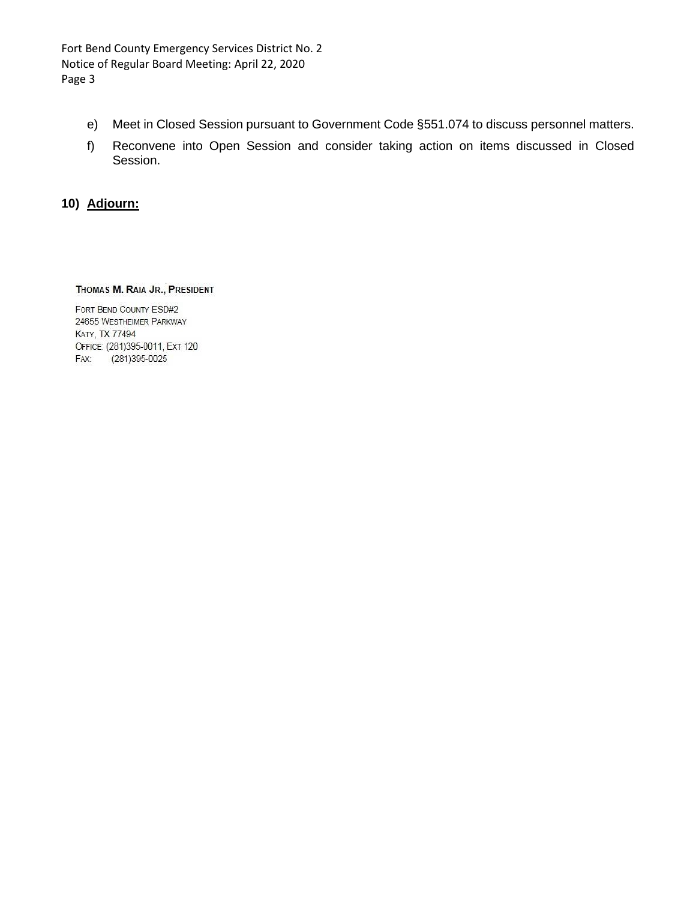e) Meet in Closed Session pursuant to Government Code §551.074 to discuss personnel matters.

f) Reconvene into Open Session and consider taking action on items discussed in Closed Session.

**10) Adjourn:**

**THOMAS M. RAIA JR., PRESIDENT**

FORT BEND COUNTY ESD#2
24655 WESTHEIMER PARKWAY
KATY, TX 77494
OFFICE: (281)395-0011, EXT 120
FAX: (281)395-0025